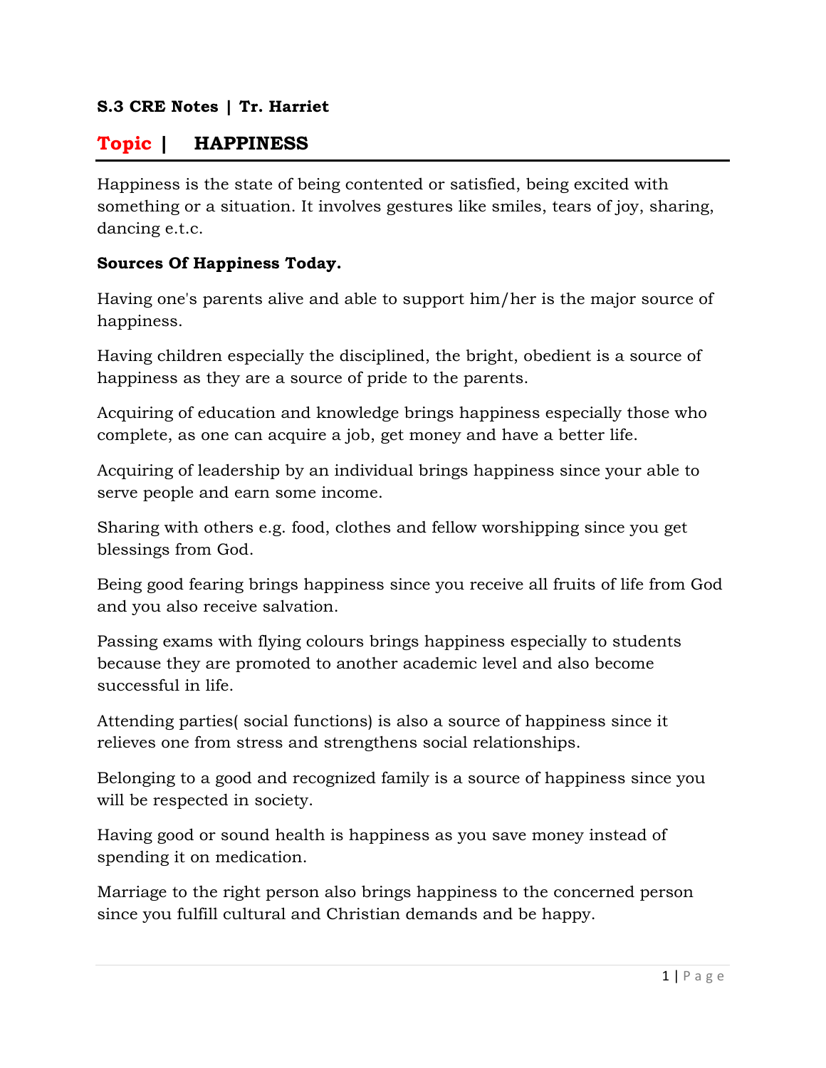**S.3 CRE Notes | Tr. Harriet**

## Topic | HAPPINESS

Happiness is the state of being contented or satisfied, being excited with something or a situation. It involves gestures like smiles, tears of joy, sharing, dancing e.t.c.

**Sources Of Happiness Today.**

Having one's parents alive and able to support him/her is the major source of happiness.

Having children especially the disciplined, the bright, obedient is a source of happiness as they are a source of pride to the parents.

Acquiring of education and knowledge brings happiness especially those who complete, as one can acquire a job, get money and have a better life.

Acquiring of leadership by an individual brings happiness since your able to serve people and earn some income.

Sharing with others e.g. food, clothes and fellow worshipping since you get blessings from God.

Being good fearing brings happiness since you receive all fruits of life from God and you also receive salvation.

Passing exams with flying colours brings happiness especially to students because they are promoted to another academic level and also become successful in life.

Attending parties( social functions) is also a source of happiness since it relieves one from stress and strengthens social relationships.

Belonging to a good and recognized family is a source of happiness since you will be respected in society.

Having good or sound health is happiness as you save money instead of spending it on medication.

Marriage to the right person also brings happiness to the concerned person since you fulfill cultural and Christian demands and be happy.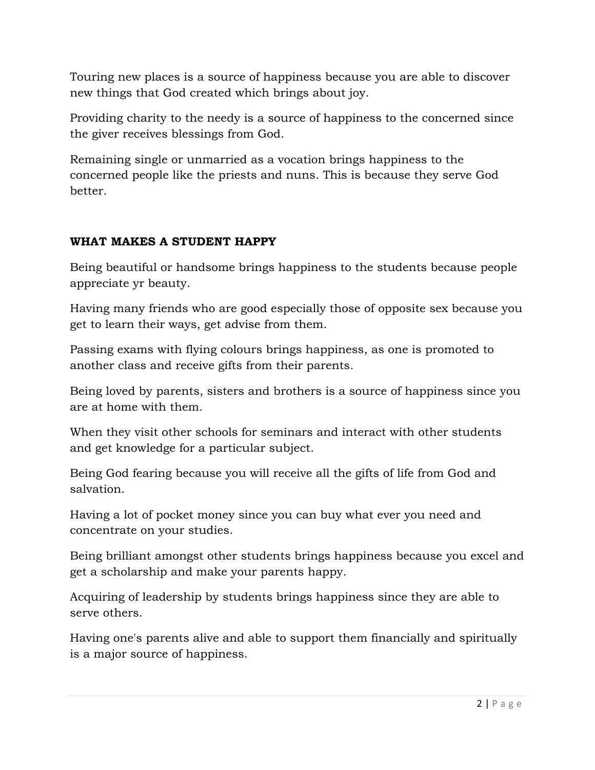Touring new places is a source of happiness because you are able to discover new things that God created which brings about joy.

Providing charity to the needy is a source of happiness to the concerned since the giver receives blessings from God.

Remaining single or unmarried as a vocation brings happiness to the concerned people like the priests and nuns. This is because they serve God better.

**WHAT MAKES A STUDENT HAPPY**

Being beautiful or handsome brings happiness to the students because people appreciate yr beauty.

Having many friends who are good especially those of opposite sex because you get to learn their ways, get advise from them.

Passing exams with flying colours brings happiness, as one is promoted to another class and receive gifts from their parents.

Being loved by parents, sisters and brothers is a source of happiness since you are at home with them.

When they visit other schools for seminars and interact with other students and get knowledge for a particular subject.

Being God fearing because you will receive all the gifts of life from God and salvation.

Having a lot of pocket money since you can buy what ever you need and concentrate on your studies.

Being brilliant amongst other students brings happiness because you excel and get a scholarship and make your parents happy.

Acquiring of leadership by students brings happiness since they are able to serve others.

Having one's parents alive and able to support them financially and spiritually is a major source of happiness.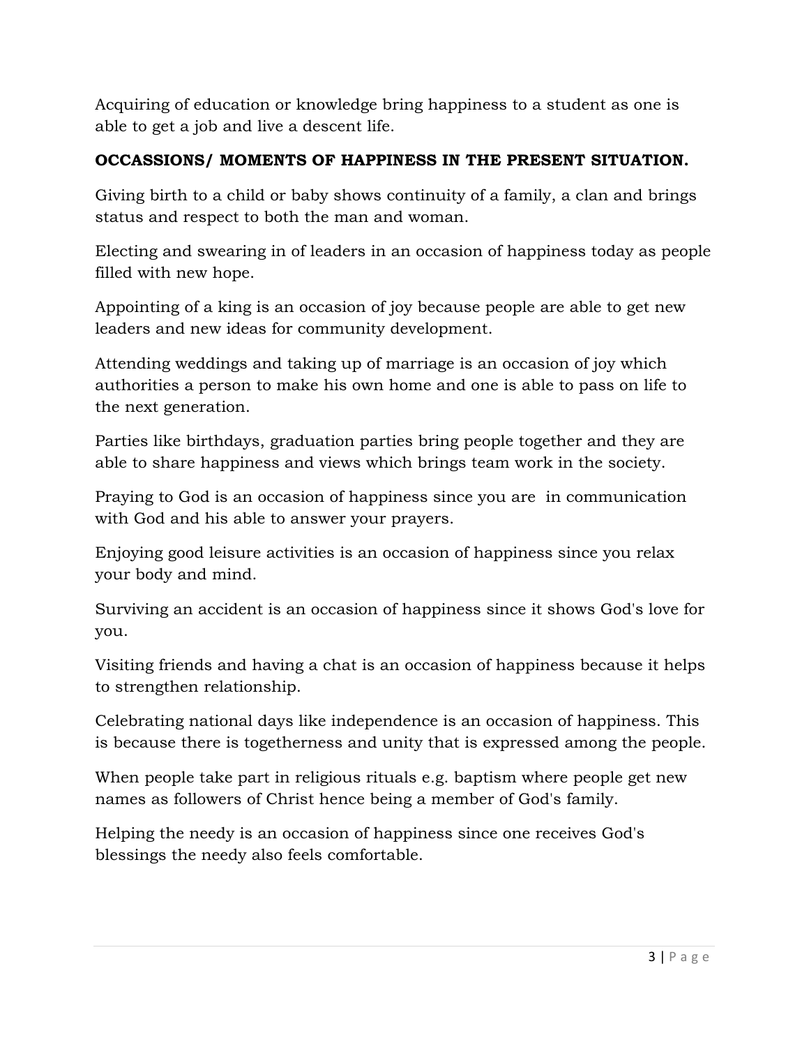Acquiring of education or knowledge bring happiness to a student as one is able to get a job and live a descent life.

**OCCASSIONS/ MOMENTS OF HAPPINESS IN THE PRESENT SITUATION.**

Giving birth to a child or baby shows continuity of a family, a clan and brings status and respect to both the man and woman.

Electing and swearing in of leaders in an occasion of happiness today as people filled with new hope.

Appointing of a king is an occasion of joy because people are able to get new leaders and new ideas for community development.

Attending weddings and taking up of marriage is an occasion of joy which authorities a person to make his own home and one is able to pass on life to the next generation.

Parties like birthdays, graduation parties bring people together and they are able to share happiness and views which brings team work in the society.

Praying to God is an occasion of happiness since you are in communication with God and his able to answer your prayers.

Enjoying good leisure activities is an occasion of happiness since you relax your body and mind.

Surviving an accident is an occasion of happiness since it shows God's love for you.

Visiting friends and having a chat is an occasion of happiness because it helps to strengthen relationship.

Celebrating national days like independence is an occasion of happiness. This is because there is togetherness and unity that is expressed among the people.

When people take part in religious rituals e.g. baptism where people get new names as followers of Christ hence being a member of God's family.

Helping the needy is an occasion of happiness since one receives God's blessings the needy also feels comfortable.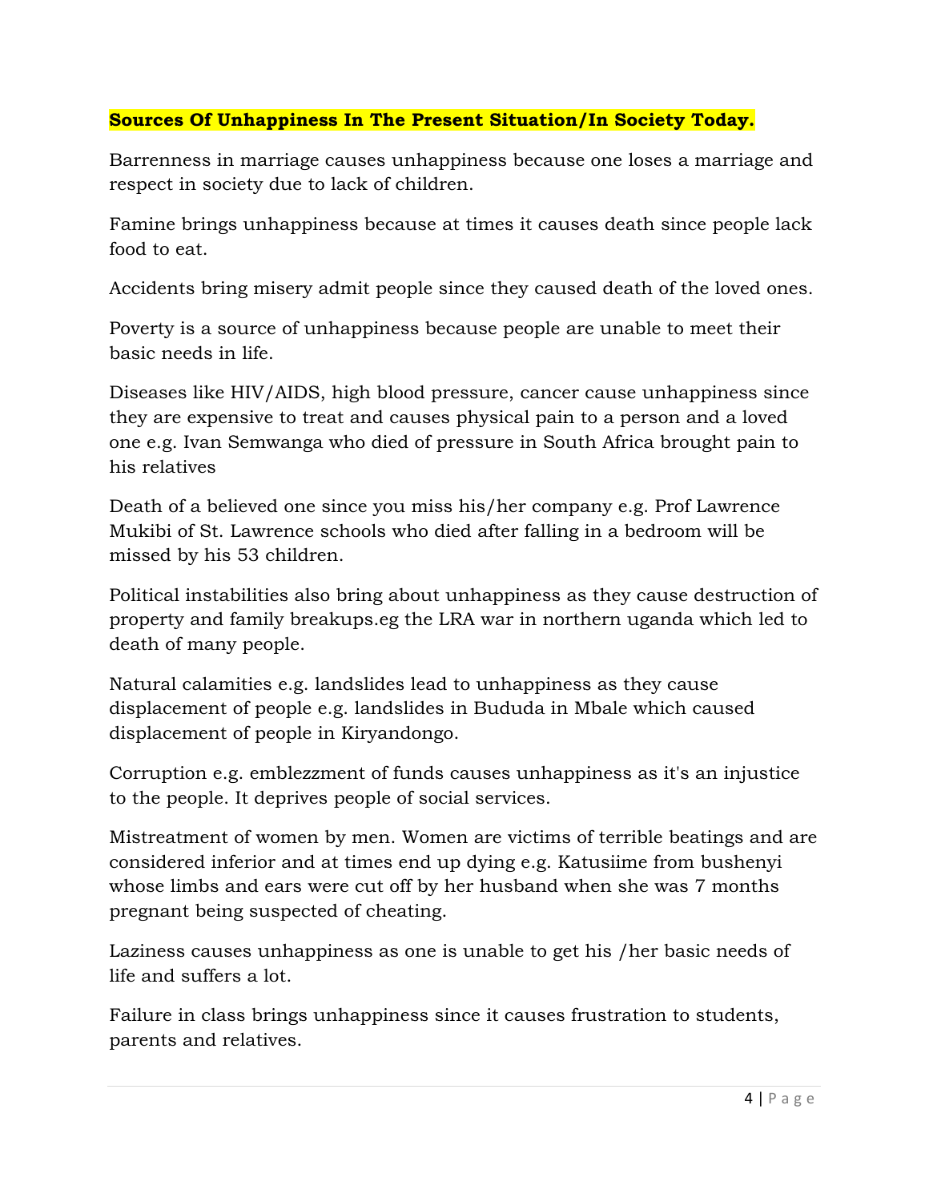**Sources Of Unhappiness In The Present Situation/In Society Today.**

Barrenness in marriage causes unhappiness because one loses a marriage and respect in society due to lack of children.

Famine brings unhappiness because at times it causes death since people lack food to eat.

Accidents bring misery admit people since they caused death of the loved ones.

Poverty is a source of unhappiness because people are unable to meet their basic needs in life.

Diseases like HIV/AIDS, high blood pressure, cancer cause unhappiness since they are expensive to treat and causes physical pain to a person and a loved one e.g. Ivan Semwanga who died of pressure in South Africa brought pain to his relatives

Death of a believed one since you miss his/her company e.g. Prof Lawrence Mukibi of St. Lawrence schools who died after falling in a bedroom will be missed by his 53 children.

Political instabilities also bring about unhappiness as they cause destruction of property and family breakups.eg the LRA war in northern uganda which led to death of many people.

Natural calamities e.g. landslides lead to unhappiness as they cause displacement of people e.g. landslides in Bududa in Mbale which caused displacement of people in Kiryandongo.

Corruption e.g. emblezzment of funds causes unhappiness as it's an injustice to the people. It deprives people of social services.

Mistreatment of women by men. Women are victims of terrible beatings and are considered inferior and at times end up dying e.g. Katusiime from bushenyi whose limbs and ears were cut off by her husband when she was 7 months pregnant being suspected of cheating.

Laziness causes unhappiness as one is unable to get his /her basic needs of life and suffers a lot.

Failure in class brings unhappiness since it causes frustration to students, parents and relatives.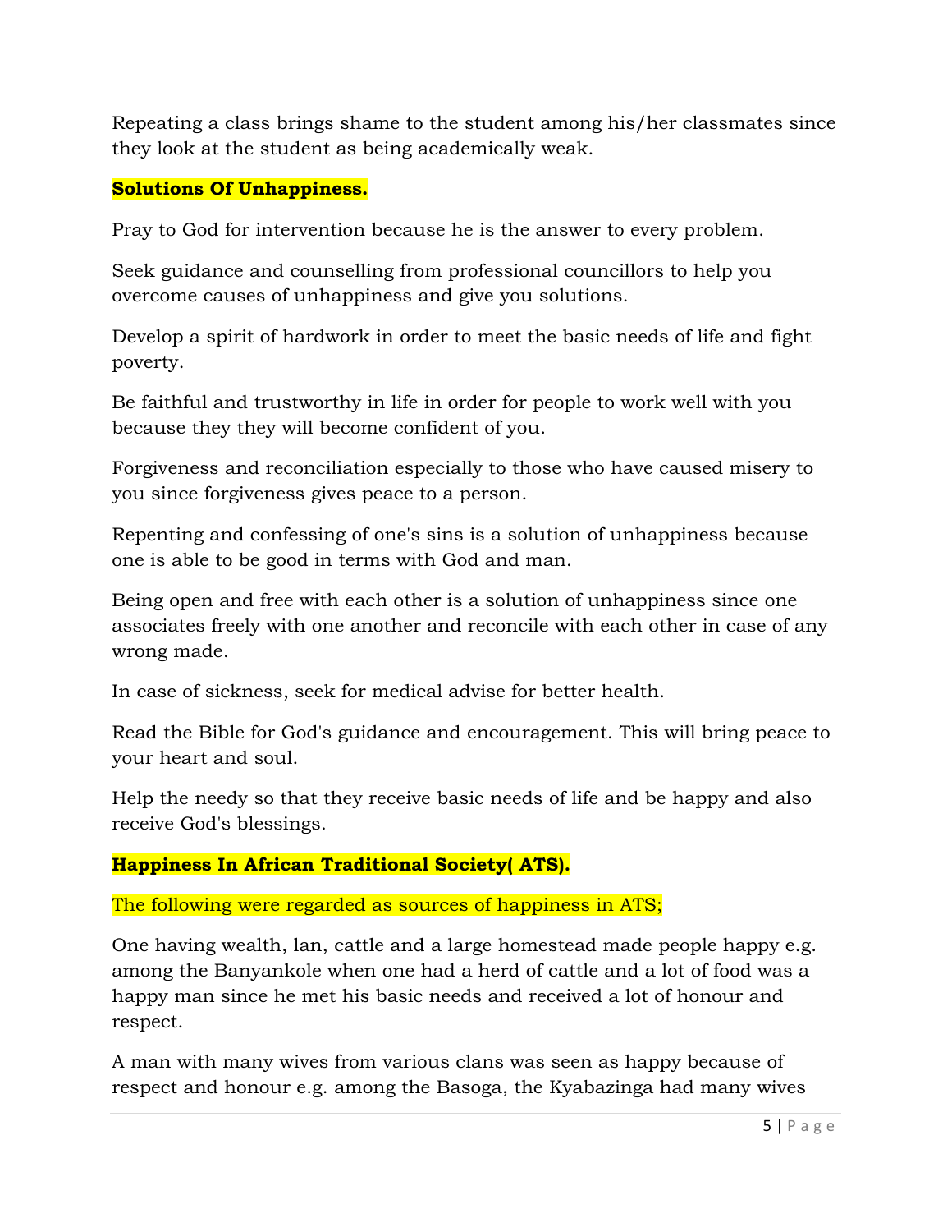Repeating a class brings shame to the student among his/her classmates since they look at the student as being academically weak.

**Solutions Of Unhappiness.**

Pray to God for intervention because he is the answer to every problem.

Seek guidance and counselling from professional councillors to help you overcome causes of unhappiness and give you solutions.

Develop a spirit of hardwork in order to meet the basic needs of life and fight poverty.

Be faithful and trustworthy in life in order for people to work well with you because they they will become confident of you.

Forgiveness and reconciliation especially to those who have caused misery to you since forgiveness gives peace to a person.

Repenting and confessing of one's sins is a solution of unhappiness because one is able to be good in terms with God and man.

Being open and free with each other is a solution of unhappiness since one associates freely with one another and reconcile with each other in case of any wrong made.

In case of sickness, seek for medical advise for better health.

Read the Bible for God's guidance and encouragement. This will bring peace to your heart and soul.

Help the needy so that they receive basic needs of life and be happy and also receive God's blessings.

**Happiness In African Traditional Society( ATS).**

The following were regarded as sources of happiness in ATS;

One having wealth, lan, cattle and a large homestead made people happy e.g. among the Banyankole when one had a herd of cattle and a lot of food was a happy man since he met his basic needs and received a lot of honour and respect.

A man with many wives from various clans was seen as happy because of respect and honour e.g. among the Basoga, the Kyabazinga had many wives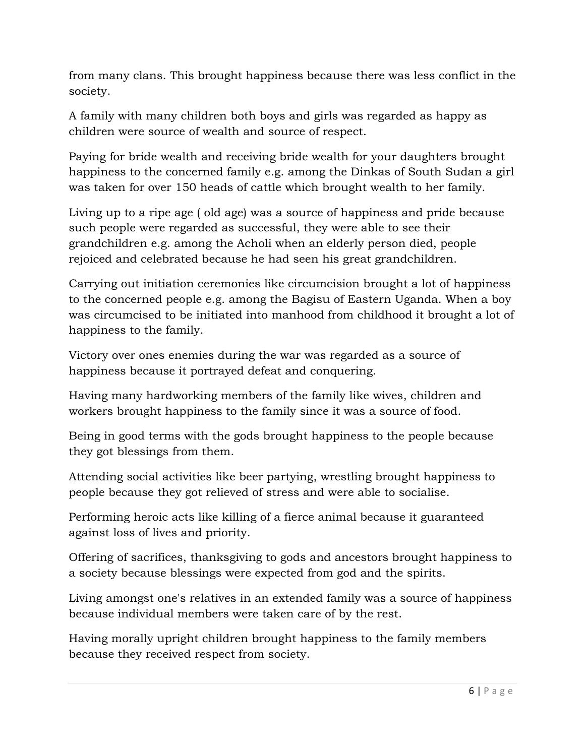from many clans. This brought happiness because there was less conflict in the society.

A family with many children both boys and girls was regarded as happy as children were source of wealth and source of respect.

Paying for bride wealth and receiving bride wealth for your daughters brought happiness to the concerned family e.g. among the Dinkas of South Sudan a girl was taken for over 150 heads of cattle which brought wealth to her family.

Living up to a ripe age ( old age) was a source of happiness and pride because such people were regarded as successful, they were able to see their grandchildren e.g. among the Acholi when an elderly person died, people rejoiced and celebrated because he had seen his great grandchildren.

Carrying out initiation ceremonies like circumcision brought a lot of happiness to the concerned people e.g. among the Bagisu of Eastern Uganda. When a boy was circumcised to be initiated into manhood from childhood it brought a lot of happiness to the family.

Victory over ones enemies during the war was regarded as a source of happiness because it portrayed defeat and conquering.

Having many hardworking members of the family like wives, children and workers brought happiness to the family since it was a source of food.

Being in good terms with the gods brought happiness to the people because they got blessings from them.

Attending social activities like beer partying, wrestling brought happiness to people because they got relieved of stress and were able to socialise.

Performing heroic acts like killing of a fierce animal because it guaranteed against loss of lives and priority.

Offering of sacrifices, thanksgiving to gods and ancestors brought happiness to a society because blessings were expected from god and the spirits.

Living amongst one's relatives in an extended family was a source of happiness because individual members were taken care of by the rest.

Having morally upright children brought happiness to the family members because they received respect from society.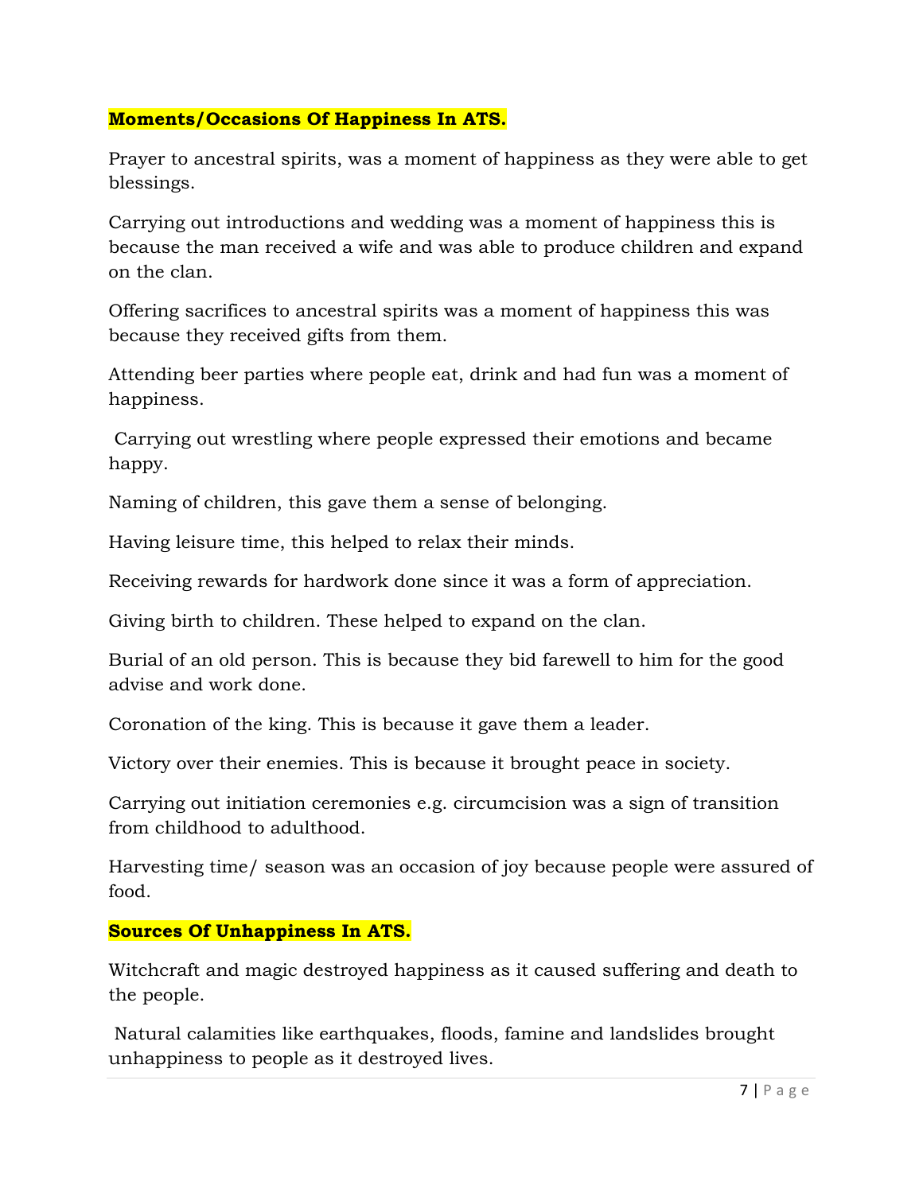**Moments/Occasions Of Happiness In ATS.**

Prayer to ancestral spirits, was a moment of happiness as they were able to get blessings.

Carrying out introductions and wedding was a moment of happiness this is because the man received a wife and was able to produce children and expand on the clan.

Offering sacrifices to ancestral spirits was a moment of happiness this was because they received gifts from them.

Attending beer parties where people eat, drink and had fun was a moment of happiness.

Carrying out wrestling where people expressed their emotions and became happy.

Naming of children, this gave them a sense of belonging.

Having leisure time, this helped to relax their minds.

Receiving rewards for hardwork done since it was a form of appreciation.

Giving birth to children. These helped to expand on the clan.

Burial of an old person. This is because they bid farewell to him for the good advise and work done.

Coronation of the king. This is because it gave them a leader.

Victory over their enemies. This is because it brought peace in society.

Carrying out initiation ceremonies e.g. circumcision was a sign of transition from childhood to adulthood.

Harvesting time/ season was an occasion of joy because people were assured of food.

**Sources Of Unhappiness In ATS.**

Witchcraft and magic destroyed happiness as it caused suffering and death to the people.

Natural calamities like earthquakes, floods, famine and landslides brought unhappiness to people as it destroyed lives.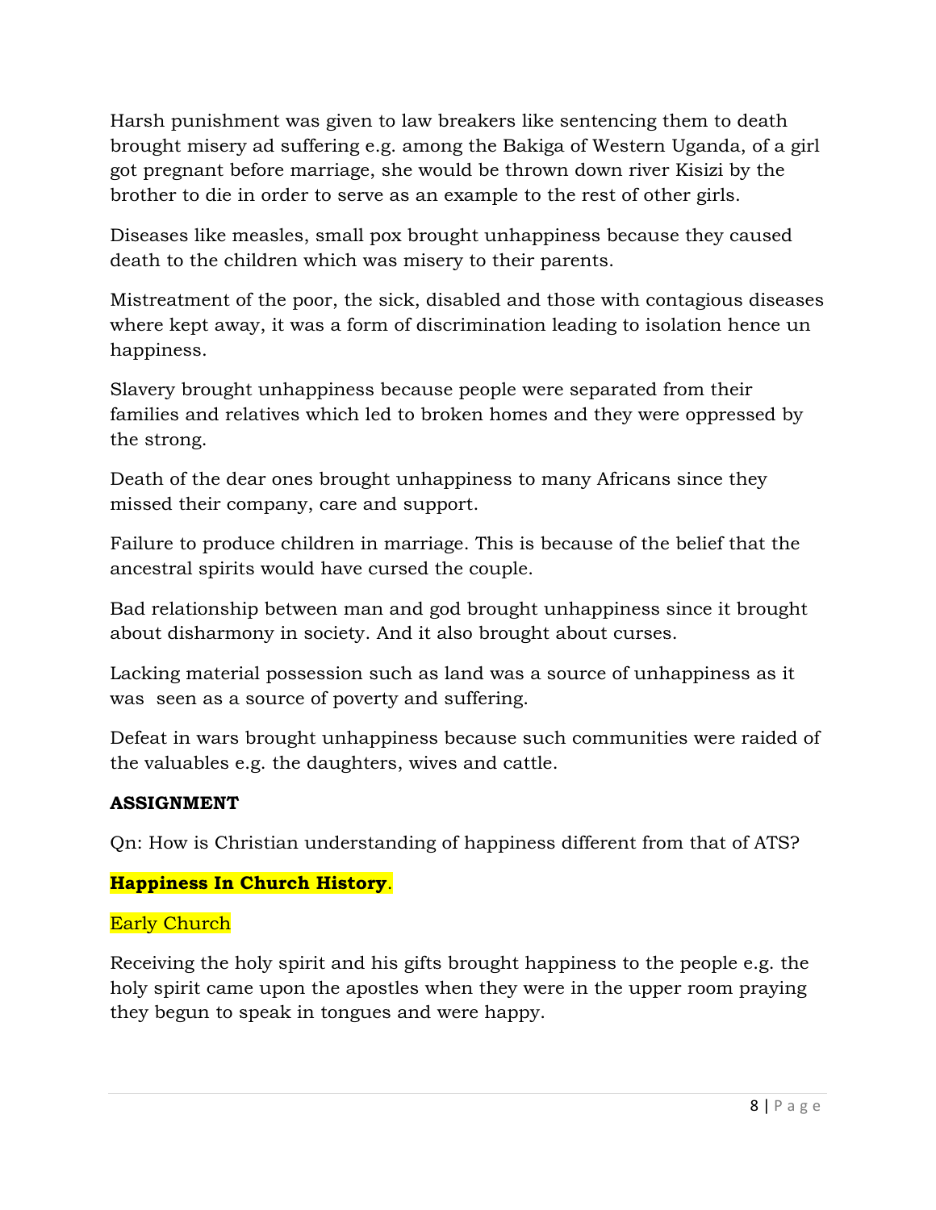Harsh punishment was given to law breakers like sentencing them to death brought misery ad suffering e.g. among the Bakiga of Western Uganda, of a girl got pregnant before marriage, she would be thrown down river Kisizi by the brother to die in order to serve as an example to the rest of other girls.

Diseases like measles, small pox brought unhappiness because they caused death to the children which was misery to their parents.

Mistreatment of the poor, the sick, disabled and those with contagious diseases where kept away, it was a form of discrimination leading to isolation hence un happiness.

Slavery brought unhappiness because people were separated from their families and relatives which led to broken homes and they were oppressed by the strong.

Death of the dear ones brought unhappiness to many Africans since they missed their company, care and support.

Failure to produce children in marriage. This is because of the belief that the ancestral spirits would have cursed the couple.

Bad relationship between man and god brought unhappiness since it brought about disharmony in society. And it also brought about curses.

Lacking material possession such as land was a source of unhappiness as it was seen as a source of poverty and suffering.

Defeat in wars brought unhappiness because such communities were raided of the valuables e.g. the daughters, wives and cattle.

**ASSIGNMENT**

Qn: How is Christian understanding of happiness different from that of ATS?

**Happiness In Church History**.

Early Church

Receiving the holy spirit and his gifts brought happiness to the people e.g. the holy spirit came upon the apostles when they were in the upper room praying they begun to speak in tongues and were happy.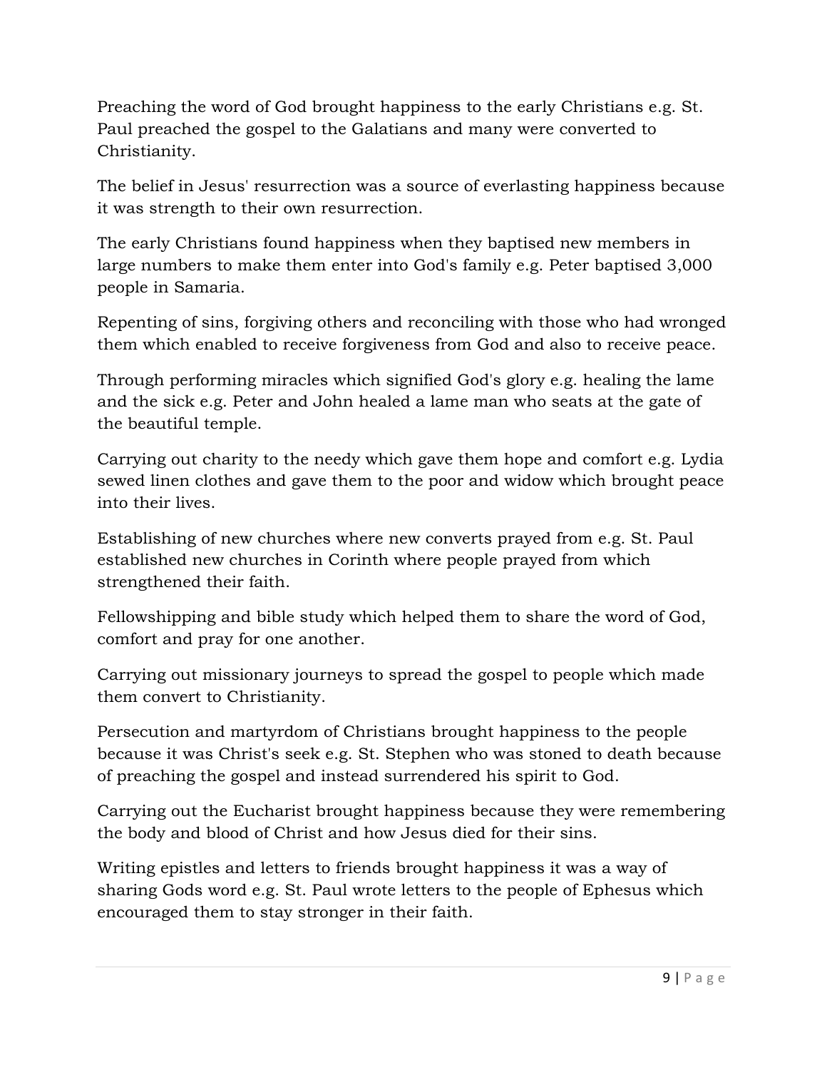Preaching the word of God brought happiness to the early Christians e.g. St. Paul preached the gospel to the Galatians and many were converted to Christianity.

The belief in Jesus' resurrection was a source of everlasting happiness because it was strength to their own resurrection.

The early Christians found happiness when they baptised new members in large numbers to make them enter into God's family e.g. Peter baptised 3,000 people in Samaria.

Repenting of sins, forgiving others and reconciling with those who had wronged them which enabled to receive forgiveness from God and also to receive peace.

Through performing miracles which signified God's glory e.g. healing the lame and the sick e.g. Peter and John healed a lame man who seats at the gate of the beautiful temple.

Carrying out charity to the needy which gave them hope and comfort e.g. Lydia sewed linen clothes and gave them to the poor and widow which brought peace into their lives.

Establishing of new churches where new converts prayed from e.g. St. Paul established new churches in Corinth where people prayed from which strengthened their faith.

Fellowshipping and bible study which helped them to share the word of God, comfort and pray for one another.

Carrying out missionary journeys to spread the gospel to people which made them convert to Christianity.

Persecution and martyrdom of Christians brought happiness to the people because it was Christ's seek e.g. St. Stephen who was stoned to death because of preaching the gospel and instead surrendered his spirit to God.

Carrying out the Eucharist brought happiness because they were remembering the body and blood of Christ and how Jesus died for their sins.

Writing epistles and letters to friends brought happiness it was a way of sharing Gods word e.g. St. Paul wrote letters to the people of Ephesus which encouraged them to stay stronger in their faith.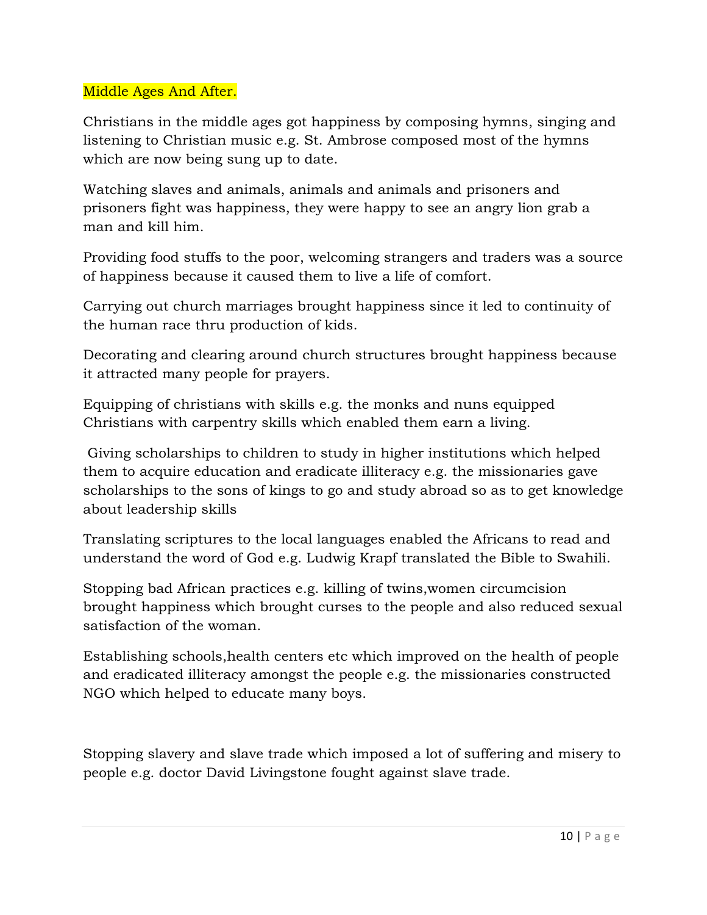Middle Ages And After.

Christians in the middle ages got happiness by composing hymns, singing and listening to Christian music e.g. St. Ambrose composed most of the hymns which are now being sung up to date.

Watching slaves and animals, animals and animals and prisoners and prisoners fight was happiness, they were happy to see an angry lion grab a man and kill him.

Providing food stuffs to the poor, welcoming strangers and traders was a source of happiness because it caused them to live a life of comfort.

Carrying out church marriages brought happiness since it led to continuity of the human race thru production of kids.

Decorating and clearing around church structures brought happiness because it attracted many people for prayers.

Equipping of christians with skills e.g. the monks and nuns equipped Christians with carpentry skills which enabled them earn a living.

Giving scholarships to children to study in higher institutions which helped them to acquire education and eradicate illiteracy e.g. the missionaries gave scholarships to the sons of kings to go and study abroad so as to get knowledge about leadership skills

Translating scriptures to the local languages enabled the Africans to read and understand the word of God e.g. Ludwig Krapf translated the Bible to Swahili.

Stopping bad African practices e.g. killing of twins,women circumcision brought happiness which brought curses to the people and also reduced sexual satisfaction of the woman.

Establishing schools,health centers etc which improved on the health of people and eradicated illiteracy amongst the people e.g. the missionaries constructed NGO which helped to educate many boys.

Stopping slavery and slave trade which imposed a lot of suffering and misery to people e.g. doctor David Livingstone fought against slave trade.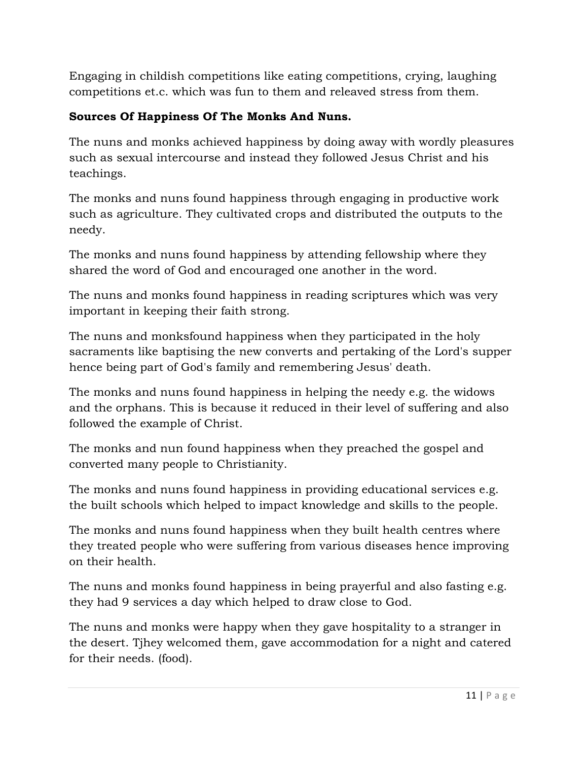Engaging in childish competitions like eating competitions, crying, laughing competitions et.c. which was fun to them and releaved stress from them.

**Sources Of Happiness Of The Monks And Nuns.**

The nuns and monks achieved happiness by doing away with wordly pleasures such as sexual intercourse and instead they followed Jesus Christ and his teachings.

The monks and nuns found happiness through engaging in productive work such as agriculture. They cultivated crops and distributed the outputs to the needy.

The monks and nuns found happiness by attending fellowship where they shared the word of God and encouraged one another in the word.

The nuns and monks found happiness in reading scriptures which was very important in keeping their faith strong.

The nuns and monksfound happiness when they participated in the holy sacraments like baptising the new converts and pertaking of the Lord's supper hence being part of God's family and remembering Jesus' death.

The monks and nuns found happiness in helping the needy e.g. the widows and the orphans. This is because it reduced in their level of suffering and also followed the example of Christ.

The monks and nun found happiness when they preached the gospel and converted many people to Christianity.

The monks and nuns found happiness in providing educational services e.g. the built schools which helped to impact knowledge and skills to the people.

The monks and nuns found happiness when they built health centres where they treated people who were suffering from various diseases hence improving on their health.

The nuns and monks found happiness in being prayerful and also fasting e.g. they had 9 services a day which helped to draw close to God.

The nuns and monks were happy when they gave hospitality to a stranger in the desert. Tjhey welcomed them, gave accommodation for a night and catered for their needs. (food).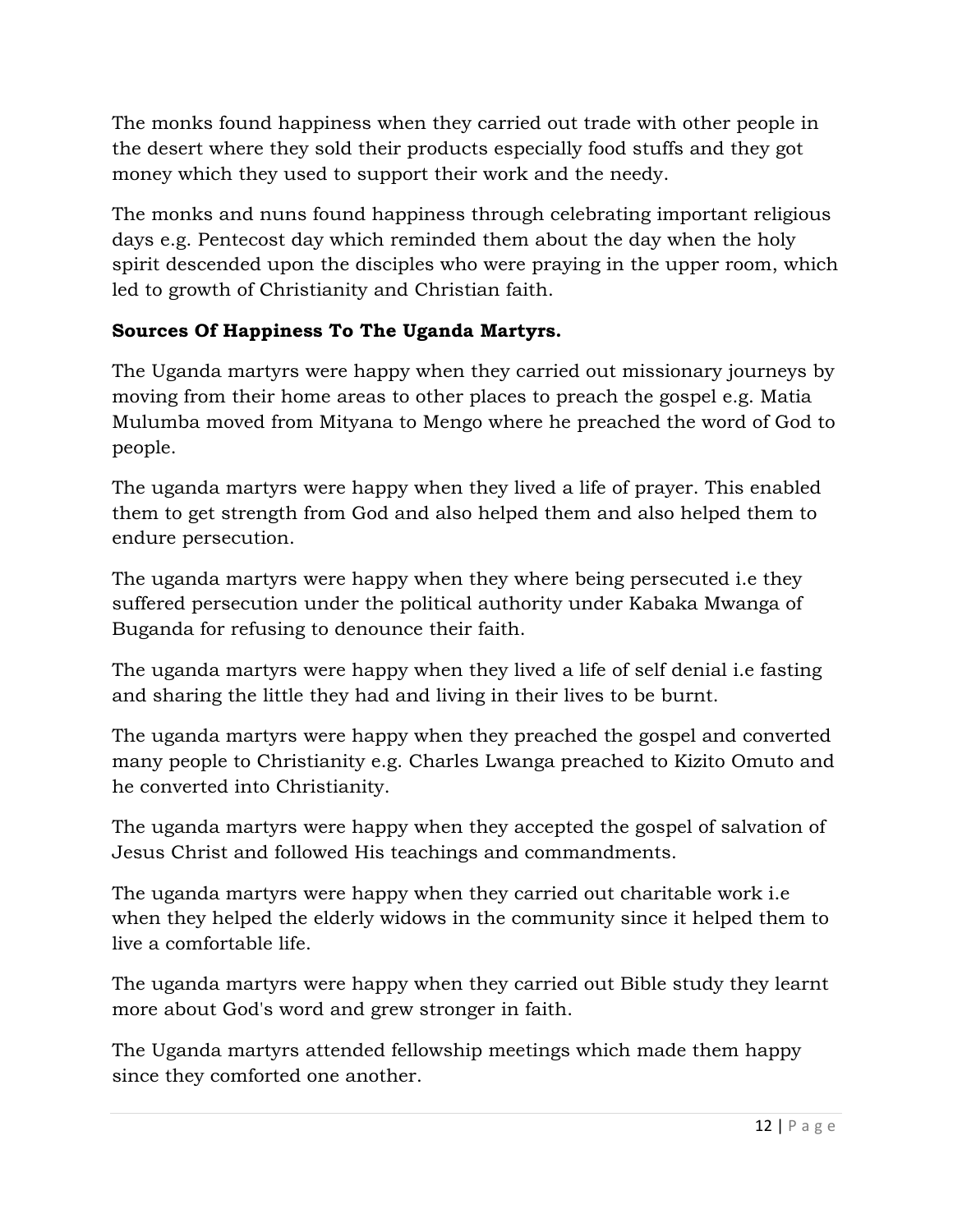The monks found happiness when they carried out trade with other people in the desert where they sold their products especially food stuffs and they got money which they used to support their work and the needy.

The monks and nuns found happiness through celebrating important religious days e.g. Pentecost day which reminded them about the day when the holy spirit descended upon the disciples who were praying in the upper room, which led to growth of Christianity and Christian faith.

**Sources Of Happiness To The Uganda Martyrs.**

The Uganda martyrs were happy when they carried out missionary journeys by moving from their home areas to other places to preach the gospel e.g. Matia Mulumba moved from Mityana to Mengo where he preached the word of God to people.

The uganda martyrs were happy when they lived a life of prayer. This enabled them to get strength from God and also helped them and also helped them to endure persecution.

The uganda martyrs were happy when they where being persecuted i.e they suffered persecution under the political authority under Kabaka Mwanga of Buganda for refusing to denounce their faith.

The uganda martyrs were happy when they lived a life of self denial i.e fasting and sharing the little they had and living in their lives to be burnt.

The uganda martyrs were happy when they preached the gospel and converted many people to Christianity e.g. Charles Lwanga preached to Kizito Omuto and he converted into Christianity.

The uganda martyrs were happy when they accepted the gospel of salvation of Jesus Christ and followed His teachings and commandments.

The uganda martyrs were happy when they carried out charitable work i.e when they helped the elderly widows in the community since it helped them to live a comfortable life.

The uganda martyrs were happy when they carried out Bible study they learnt more about God's word and grew stronger in faith.

The Uganda martyrs attended fellowship meetings which made them happy since they comforted one another.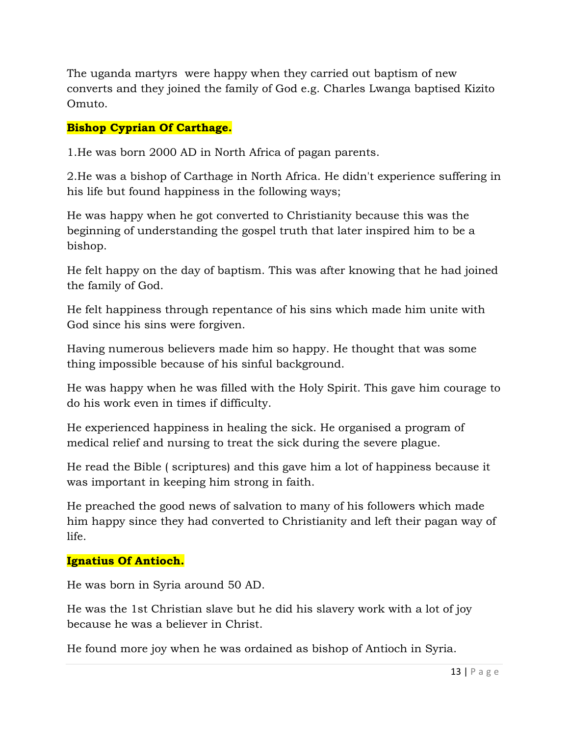The uganda martyrs  were happy when they carried out baptism of new converts and they joined the family of God e.g. Charles Lwanga baptised Kizito Omuto.

**Bishop Cyprian Of Carthage.**

1.He was born 2000 AD in North Africa of pagan parents.

2.He was a bishop of Carthage in North Africa. He didn't experience suffering in his life but found happiness in the following ways;

He was happy when he got converted to Christianity because this was the beginning of understanding the gospel truth that later inspired him to be a bishop.

He felt happy on the day of baptism. This was after knowing that he had joined the family of God.

He felt happiness through repentance of his sins which made him unite with God since his sins were forgiven.

Having numerous believers made him so happy. He thought that was some thing impossible because of his sinful background.

He was happy when he was filled with the Holy Spirit. This gave him courage to do his work even in times if difficulty.

He experienced happiness in healing the sick. He organised a program of medical relief and nursing to treat the sick during the severe plague.

He read the Bible ( scriptures) and this gave him a lot of happiness because it was important in keeping him strong in faith.

He preached the good news of salvation to many of his followers which made him happy since they had converted to Christianity and left their pagan way of life.

**Ignatius Of Antioch.**

He was born in Syria around 50 AD.

He was the 1st Christian slave but he did his slavery work with a lot of joy because he was a believer in Christ.

He found more joy when he was ordained as bishop of Antioch in Syria.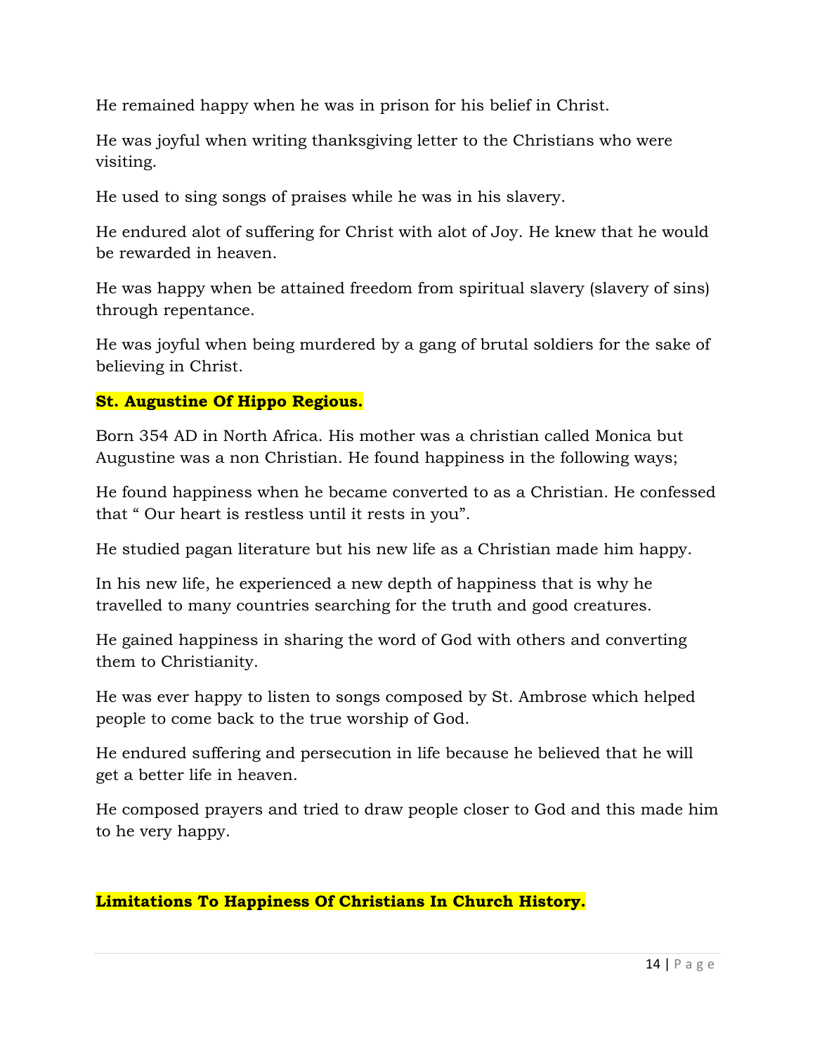He remained happy when he was in prison for his belief in Christ.

He was joyful when writing thanksgiving letter to the Christians who were visiting.

He used to sing songs of praises while he was in his slavery.

He endured alot of suffering for Christ with alot of Joy. He knew that he would be rewarded in heaven.

He was happy when be attained freedom from spiritual slavery (slavery of sins) through repentance.

He was joyful when being murdered by a gang of brutal soldiers for the sake of believing in Christ.

**St. Augustine Of Hippo Regious.**

Born 354 AD in North Africa. His mother was a christian called Monica but Augustine was a non Christian. He found happiness in the following ways;

He found happiness when he became converted to as a Christian. He confessed that " Our heart is restless until it rests in you".

He studied pagan literature but his new life as a Christian made him happy.

In his new life, he experienced a new depth of happiness that is why he travelled to many countries searching for the truth and good creatures.

He gained happiness in sharing the word of God with others and converting them to Christianity.

He was ever happy to listen to songs composed by St. Ambrose which helped people to come back to the true worship of God.

He endured suffering and persecution in life because he believed that he will get a better life in heaven.

He composed prayers and tried to draw people closer to God and this made him to he very happy.

**Limitations To Happiness Of Christians In Church History.**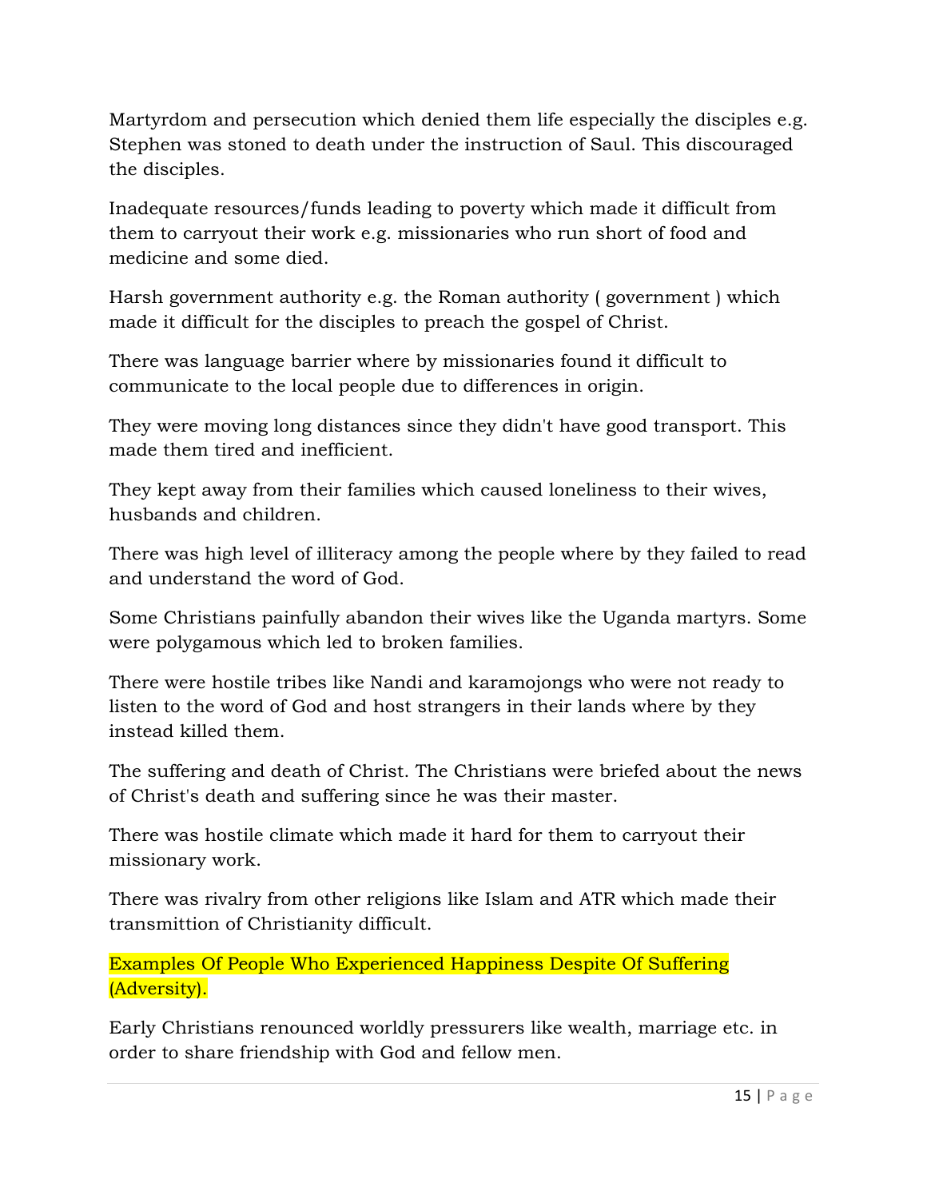Martyrdom and persecution which denied them life especially the disciples e.g. Stephen was stoned to death under the instruction of Saul. This discouraged the disciples.

Inadequate resources/funds leading to poverty which made it difficult from them to carryout their work e.g. missionaries who run short of food and medicine and some died.

Harsh government authority e.g. the Roman authority ( government ) which made it difficult for the disciples to preach the gospel of Christ.

There was language barrier where by missionaries found it difficult to communicate to the local people due to differences in origin.

They were moving long distances since they didn't have good transport. This made them tired and inefficient.

They kept away from their families which caused loneliness to their wives, husbands and children.

There was high level of illiteracy among the people where by they failed to read and understand the word of God.

Some Christians painfully abandon their wives like the Uganda martyrs. Some were polygamous which led to broken families.

There were hostile tribes like Nandi and karamojongs who were not ready to listen to the word of God and host strangers in their lands where by they instead killed them.

The suffering and death of Christ. The Christians were briefed about the news of Christ's death and suffering since he was their master.

There was hostile climate which made it hard for them to carryout their missionary work.

There was rivalry from other religions like Islam and ATR which made their transmittion of Christianity difficult.

## Examples Of People Who Experienced Happiness Despite Of Suffering (Adversity).

Early Christians renounced worldly pressurers like wealth, marriage etc. in order to share friendship with God and fellow men.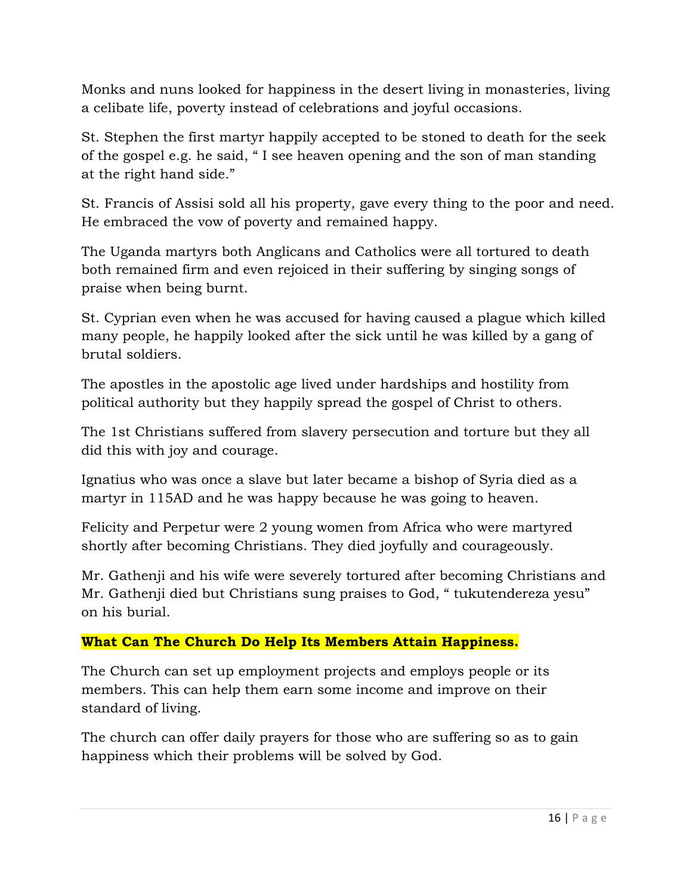Monks and nuns looked for happiness in the desert living in monasteries, living a celibate life, poverty instead of celebrations and joyful occasions.

St. Stephen the first martyr happily accepted to be stoned to death for the seek of the gospel e.g. he said, " I see heaven opening and the son of man standing at the right hand side."

St. Francis of Assisi sold all his property, gave every thing to the poor and need. He embraced the vow of poverty and remained happy.

The Uganda martyrs both Anglicans and Catholics were all tortured to death both remained firm and even rejoiced in their suffering by singing songs of praise when being burnt.

St. Cyprian even when he was accused for having caused a plague which killed many people, he happily looked after the sick until he was killed by a gang of brutal soldiers.

The apostles in the apostolic age lived under hardships and hostility from political authority but they happily spread the gospel of Christ to others.

The 1st Christians suffered from slavery persecution and torture but they all did this with joy and courage.

Ignatius who was once a slave but later became a bishop of Syria died as a martyr in 115AD and he was happy because he was going to heaven.

Felicity and Perpetur were 2 young women from Africa who were martyred shortly after becoming Christians. They died joyfully and courageously.

Mr. Gathenji and his wife were severely tortured after becoming Christians and Mr. Gathenji died but Christians sung praises to God, " tukutendereza yesu" on his burial.

**What Can The Church Do Help Its Members Attain Happiness.**

The Church can set up employment projects and employs people or its members. This can help them earn some income and improve on their standard of living.

The church can offer daily prayers for those who are suffering so as to gain happiness which their problems will be solved by God.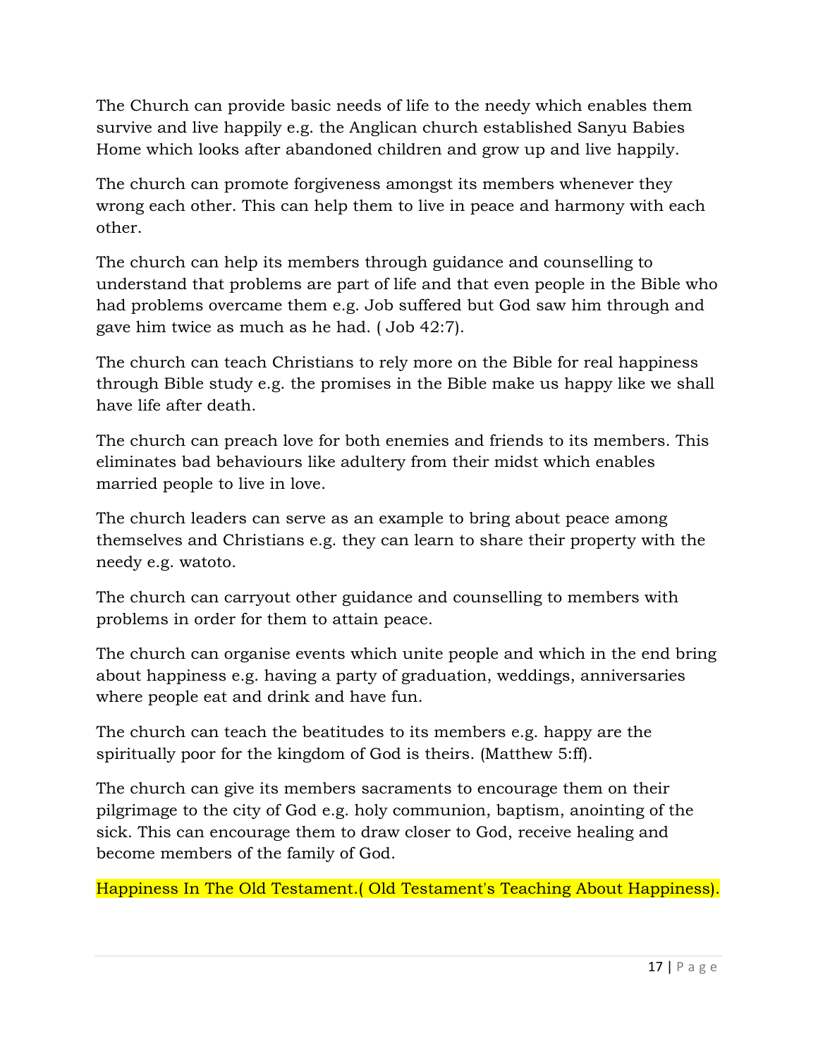The Church can provide basic needs of life to the needy which enables them survive and live happily e.g. the Anglican church established Sanyu Babies Home which looks after abandoned children and grow up and live happily.

The church can promote forgiveness amongst its members whenever they wrong each other. This can help them to live in peace and harmony with each other.

The church can help its members through guidance and counselling to understand that problems are part of life and that even people in the Bible who had problems overcame them e.g. Job suffered but God saw him through and gave him twice as much as he had. ( Job 42:7).

The church can teach Christians to rely more on the Bible for real happiness through Bible study e.g. the promises in the Bible make us happy like we shall have life after death.

The church can preach love for both enemies and friends to its members. This eliminates bad behaviours like adultery from their midst which enables married people to live in love.

The church leaders can serve as an example to bring about peace among themselves and Christians e.g. they can learn to share their property with the needy e.g. watoto.

The church can carryout other guidance and counselling to members with problems in order for them to attain peace.

The church can organise events which unite people and which in the end bring about happiness e.g. having a party of graduation, weddings, anniversaries where people eat and drink and have fun.

The church can teach the beatitudes to its members e.g. happy are the spiritually poor for the kingdom of God is theirs. (Matthew 5:ff).

The church can give its members sacraments to encourage them on their pilgrimage to the city of God e.g. holy communion, baptism, anointing of the sick. This can encourage them to draw closer to God, receive healing and become members of the family of God.

## Happiness In The Old Testament.( Old Testament's Teaching About Happiness).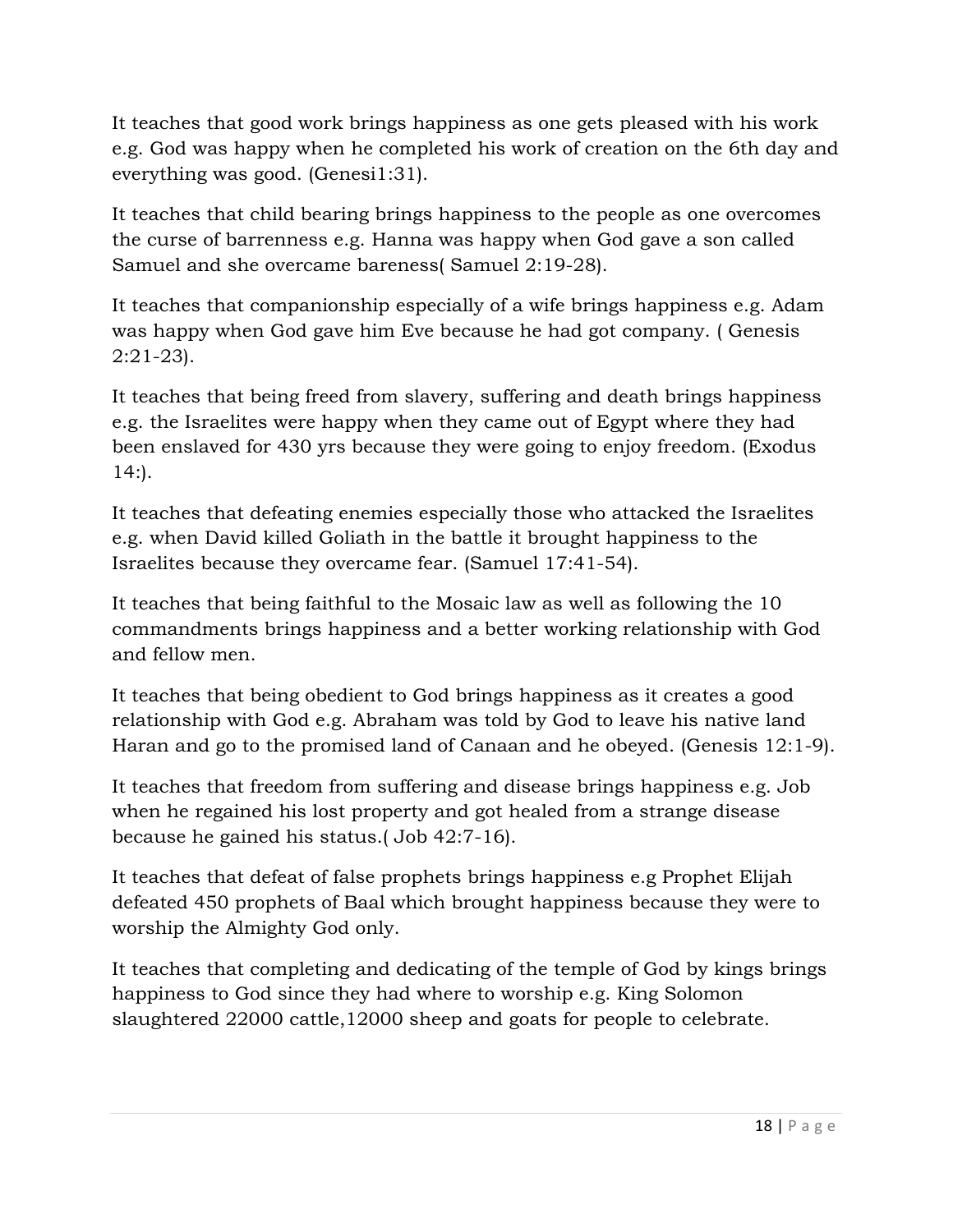It teaches that good work brings happiness as one gets pleased with his work e.g. God was happy when he completed his work of creation on the 6th day and everything was good. (Genesi1:31).

It teaches that child bearing brings happiness to the people as one overcomes the curse of barrenness e.g. Hanna was happy when God gave a son called Samuel and she overcame bareness( Samuel 2:19-28).

It teaches that companionship especially of a wife brings happiness e.g. Adam was happy when God gave him Eve because he had got company. ( Genesis 2:21-23).

It teaches that being freed from slavery, suffering and death brings happiness e.g. the Israelites were happy when they came out of Egypt where they had been enslaved for 430 yrs because they were going to enjoy freedom. (Exodus 14:).

It teaches that defeating enemies especially those who attacked the Israelites e.g. when David killed Goliath in the battle it brought happiness to the Israelites because they overcame fear. (Samuel 17:41-54).

It teaches that being faithful to the Mosaic law as well as following the 10 commandments brings happiness and a better working relationship with God and fellow men.

It teaches that being obedient to God brings happiness as it creates a good relationship with God e.g. Abraham was told by God to leave his native land Haran and go to the promised land of Canaan and he obeyed. (Genesis 12:1-9).

It teaches that freedom from suffering and disease brings happiness e.g. Job when he regained his lost property and got healed from a strange disease because he gained his status.( Job 42:7-16).

It teaches that defeat of false prophets brings happiness e.g Prophet Elijah defeated 450 prophets of Baal which brought happiness because they were to worship the Almighty God only.

It teaches that completing and dedicating of the temple of God by kings brings happiness to God since they had where to worship e.g. King Solomon slaughtered 22000 cattle,12000 sheep and goats for people to celebrate.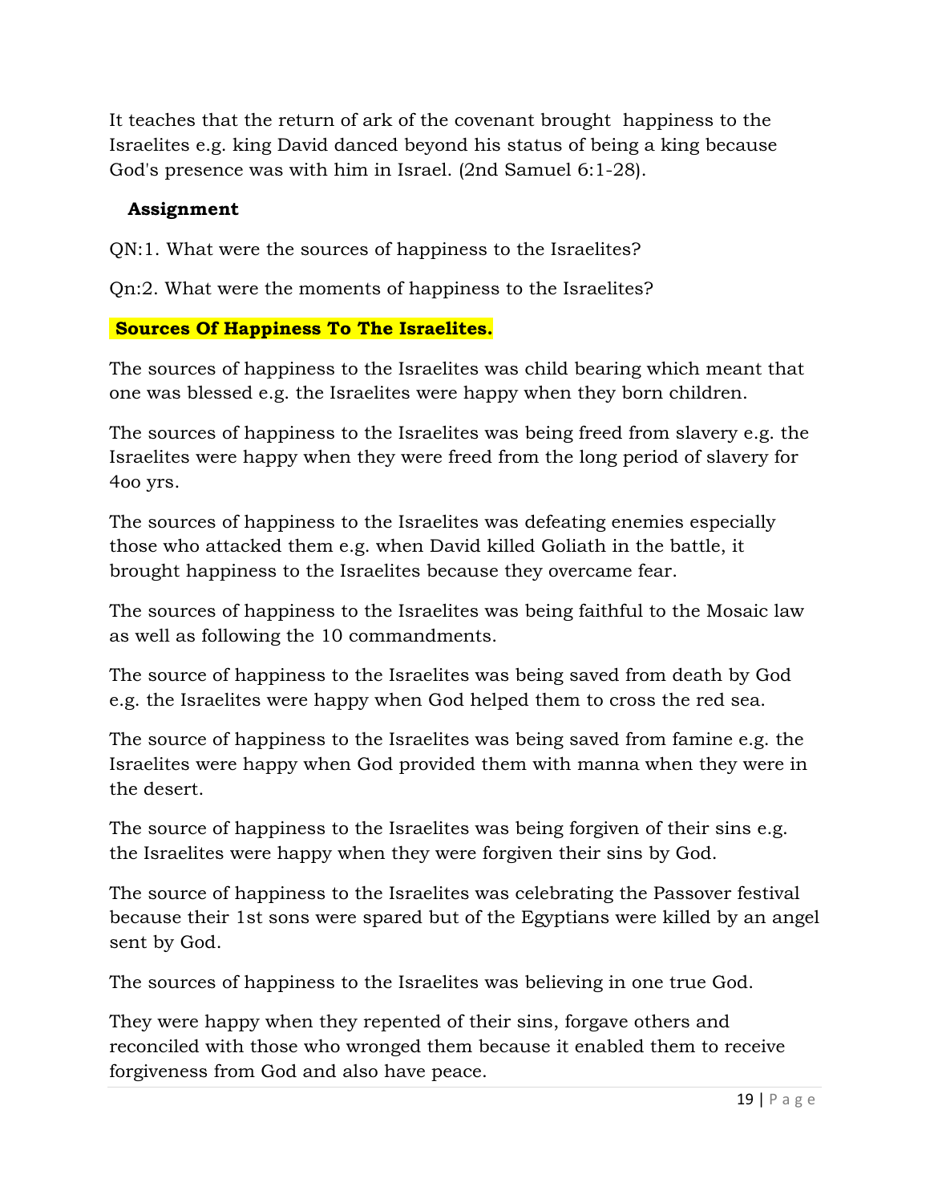It teaches that the return of ark of the covenant brought  happiness to the Israelites e.g. king David danced beyond his status of being a king because God's presence was with him in Israel. (2nd Samuel 6:1-28).

**Assignment**

QN:1. What were the sources of happiness to the Israelites?

Qn:2. What were the moments of happiness to the Israelites?

**Sources Of Happiness To The Israelites.**

The sources of happiness to the Israelites was child bearing which meant that one was blessed e.g. the Israelites were happy when they born children.

The sources of happiness to the Israelites was being freed from slavery e.g. the Israelites were happy when they were freed from the long period of slavery for 4oo yrs.

The sources of happiness to the Israelites was defeating enemies especially those who attacked them e.g. when David killed Goliath in the battle, it brought happiness to the Israelites because they overcame fear.

The sources of happiness to the Israelites was being faithful to the Mosaic law as well as following the 10 commandments.

The source of happiness to the Israelites was being saved from death by God e.g. the Israelites were happy when God helped them to cross the red sea.

The source of happiness to the Israelites was being saved from famine e.g. the Israelites were happy when God provided them with manna when they were in the desert.

The source of happiness to the Israelites was being forgiven of their sins e.g. the Israelites were happy when they were forgiven their sins by God.

The source of happiness to the Israelites was celebrating the Passover festival because their 1st sons were spared but of the Egyptians were killed by an angel sent by God.

The sources of happiness to the Israelites was believing in one true God.

They were happy when they repented of their sins, forgave others and reconciled with those who wronged them because it enabled them to receive forgiveness from God and also have peace.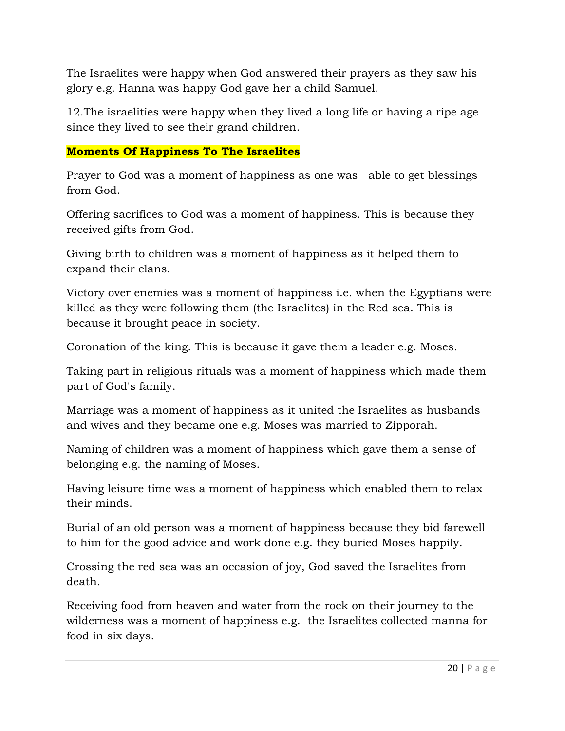The Israelites were happy when God answered their prayers as they saw his glory e.g. Hanna was happy God gave her a child Samuel.

12.The israelities were happy when they lived a long life or having a ripe age since they lived to see their grand children.

**Moments Of Happiness To The Israelites**

Prayer to God was a moment of happiness as one was able to get blessings from God.

Offering sacrifices to God was a moment of happiness. This is because they received gifts from God.

Giving birth to children was a moment of happiness as it helped them to expand their clans.

Victory over enemies was a moment of happiness i.e. when the Egyptians were killed as they were following them (the Israelites) in the Red sea. This is because it brought peace in society.

Coronation of the king. This is because it gave them a leader e.g. Moses.

Taking part in religious rituals was a moment of happiness which made them part of God's family.

Marriage was a moment of happiness as it united the Israelites as husbands and wives and they became one e.g. Moses was married to Zipporah.

Naming of children was a moment of happiness which gave them a sense of belonging e.g. the naming of Moses.

Having leisure time was a moment of happiness which enabled them to relax their minds.

Burial of an old person was a moment of happiness because they bid farewell to him for the good advice and work done e.g. they buried Moses happily.

Crossing the red sea was an occasion of joy, God saved the Israelites from death.

Receiving food from heaven and water from the rock on their journey to the wilderness was a moment of happiness e.g. the Israelites collected manna for food in six days.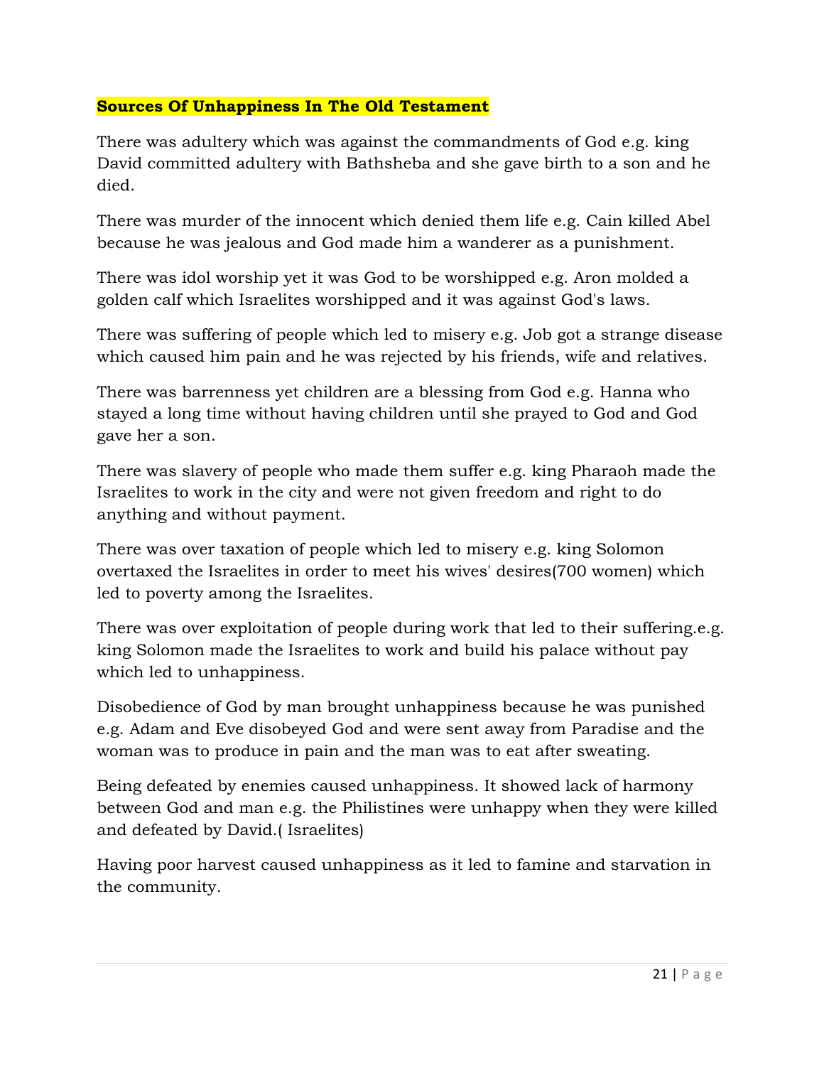**Sources Of Unhappiness In The Old Testament**

There was adultery which was against the commandments of God e.g. king David committed adultery with Bathsheba and she gave birth to a son and he died.

There was murder of the innocent which denied them life e.g. Cain killed Abel because he was jealous and God made him a wanderer as a punishment.

There was idol worship yet it was God to be worshipped e.g. Aron molded a golden calf which Israelites worshipped and it was against God's laws.

There was suffering of people which led to misery e.g. Job got a strange disease which caused him pain and he was rejected by his friends, wife and relatives.

There was barrenness yet children are a blessing from God e.g. Hanna who stayed a long time without having children until she prayed to God and God gave her a son.

There was slavery of people who made them suffer e.g. king Pharaoh made the Israelites to work in the city and were not given freedom and right to do anything and without payment.

There was over taxation of people which led to misery e.g. king Solomon overtaxed the Israelites in order to meet his wives' desires(700 women) which led to poverty among the Israelites.

There was over exploitation of people during work that led to their suffering.e.g. king Solomon made the Israelites to work and build his palace without pay which led to unhappiness.

Disobedience of God by man brought unhappiness because he was punished e.g. Adam and Eve disobeyed God and were sent away from Paradise and the woman was to produce in pain and the man was to eat after sweating.

Being defeated by enemies caused unhappiness. It showed lack of harmony between God and man e.g. the Philistines were unhappy when they were killed and defeated by David.( Israelites)

Having poor harvest caused unhappiness as it led to famine and starvation in the community.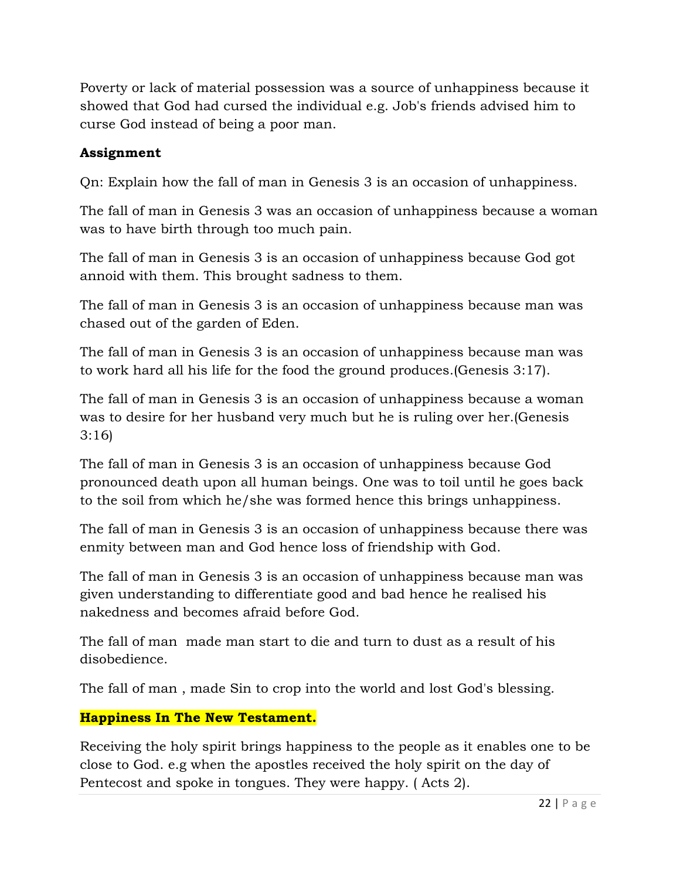Poverty or lack of material possession was a source of unhappiness because it showed that God had cursed the individual e.g. Job's friends advised him to curse God instead of being a poor man.

**Assignment**

Qn: Explain how the fall of man in Genesis 3 is an occasion of unhappiness.

The fall of man in Genesis 3 was an occasion of unhappiness because a woman was to have birth through too much pain.

The fall of man in Genesis 3 is an occasion of unhappiness because God got annoid with them. This brought sadness to them.

The fall of man in Genesis 3 is an occasion of unhappiness because man was chased out of the garden of Eden.

The fall of man in Genesis 3 is an occasion of unhappiness because man was to work hard all his life for the food the ground produces.(Genesis 3:17).

The fall of man in Genesis 3 is an occasion of unhappiness because a woman was to desire for her husband very much but he is ruling over her.(Genesis 3:16)

The fall of man in Genesis 3 is an occasion of unhappiness because God pronounced death upon all human beings. One was to toil until he goes back to the soil from which he/she was formed hence this brings unhappiness.

The fall of man in Genesis 3 is an occasion of unhappiness because there was enmity between man and God hence loss of friendship with God.

The fall of man in Genesis 3 is an occasion of unhappiness because man was given understanding to differentiate good and bad hence he realised his nakedness and becomes afraid before God.

The fall of man made man start to die and turn to dust as a result of his disobedience.

The fall of man , made Sin to crop into the world and lost God's blessing.

**Happiness In The New Testament.**

Receiving the holy spirit brings happiness to the people as it enables one to be close to God. e.g when the apostles received the holy spirit on the day of Pentecost and spoke in tongues. They were happy. ( Acts 2).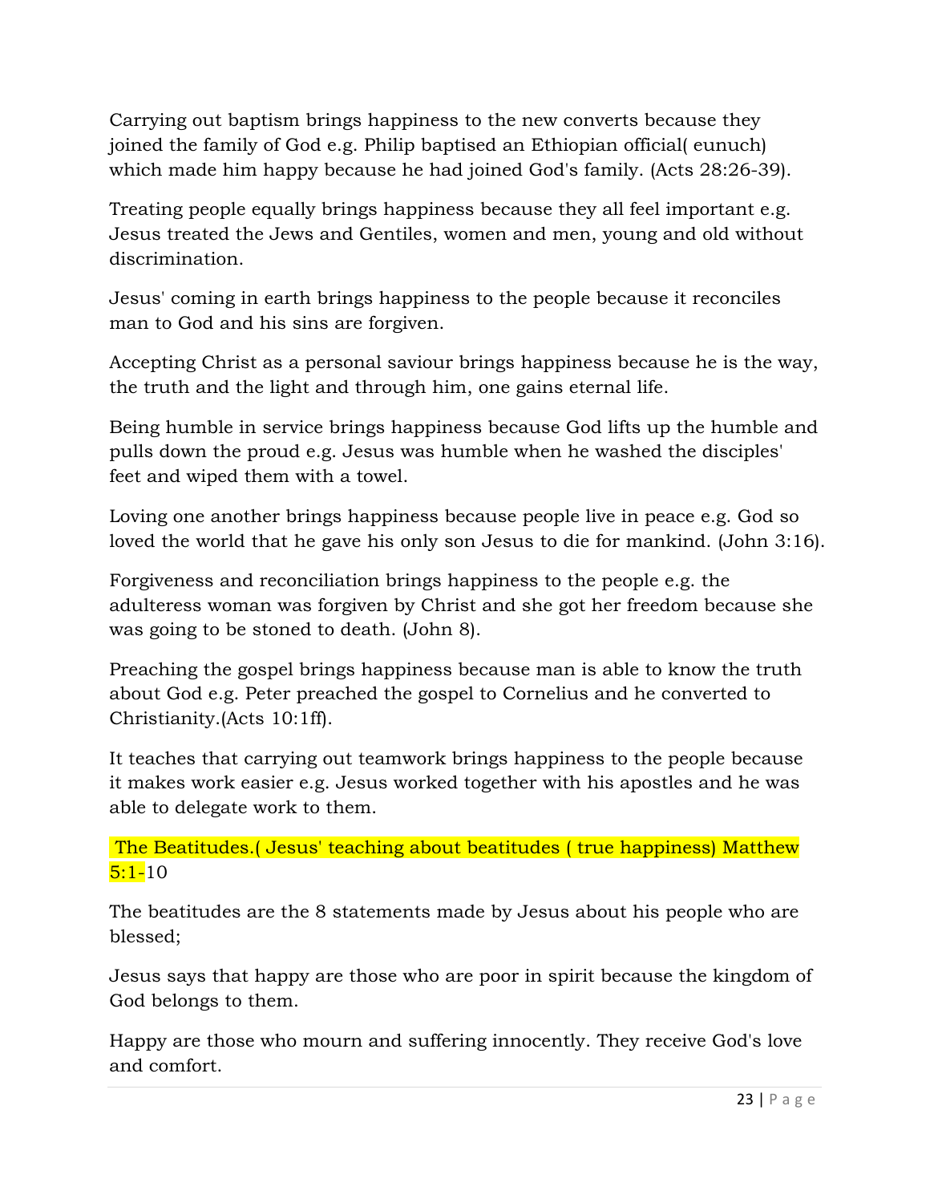Carrying out baptism brings happiness to the new converts because they joined the family of God e.g. Philip baptised an Ethiopian official( eunuch) which made him happy because he had joined God's family. (Acts 28:26-39).

Treating people equally brings happiness because they all feel important e.g. Jesus treated the Jews and Gentiles, women and men, young and old without discrimination.

Jesus' coming in earth brings happiness to the people because it reconciles man to God and his sins are forgiven.

Accepting Christ as a personal saviour brings happiness because he is the way, the truth and the light and through him, one gains eternal life.

Being humble in service brings happiness because God lifts up the humble and pulls down the proud e.g. Jesus was humble when he washed the disciples' feet and wiped them with a towel.

Loving one another brings happiness because people live in peace e.g. God so loved the world that he gave his only son Jesus to die for mankind. (John 3:16).

Forgiveness and reconciliation brings happiness to the people e.g. the adulteress woman was forgiven by Christ and she got her freedom because she was going to be stoned to death. (John 8).

Preaching the gospel brings happiness because man is able to know the truth about God e.g. Peter preached the gospel to Cornelius and he converted to Christianity.(Acts 10:1ff).

It teaches that carrying out teamwork brings happiness to the people because it makes work easier e.g. Jesus worked together with his apostles and he was able to delegate work to them.

**The Beatitudes.( Jesus' teaching about beatitudes ( true happiness) Matthew 5:1-10**

The beatitudes are the 8 statements made by Jesus about his people who are blessed;

Jesus says that happy are those who are poor in spirit because the kingdom of God belongs to them.

Happy are those who mourn and suffering innocently. They receive God's love and comfort.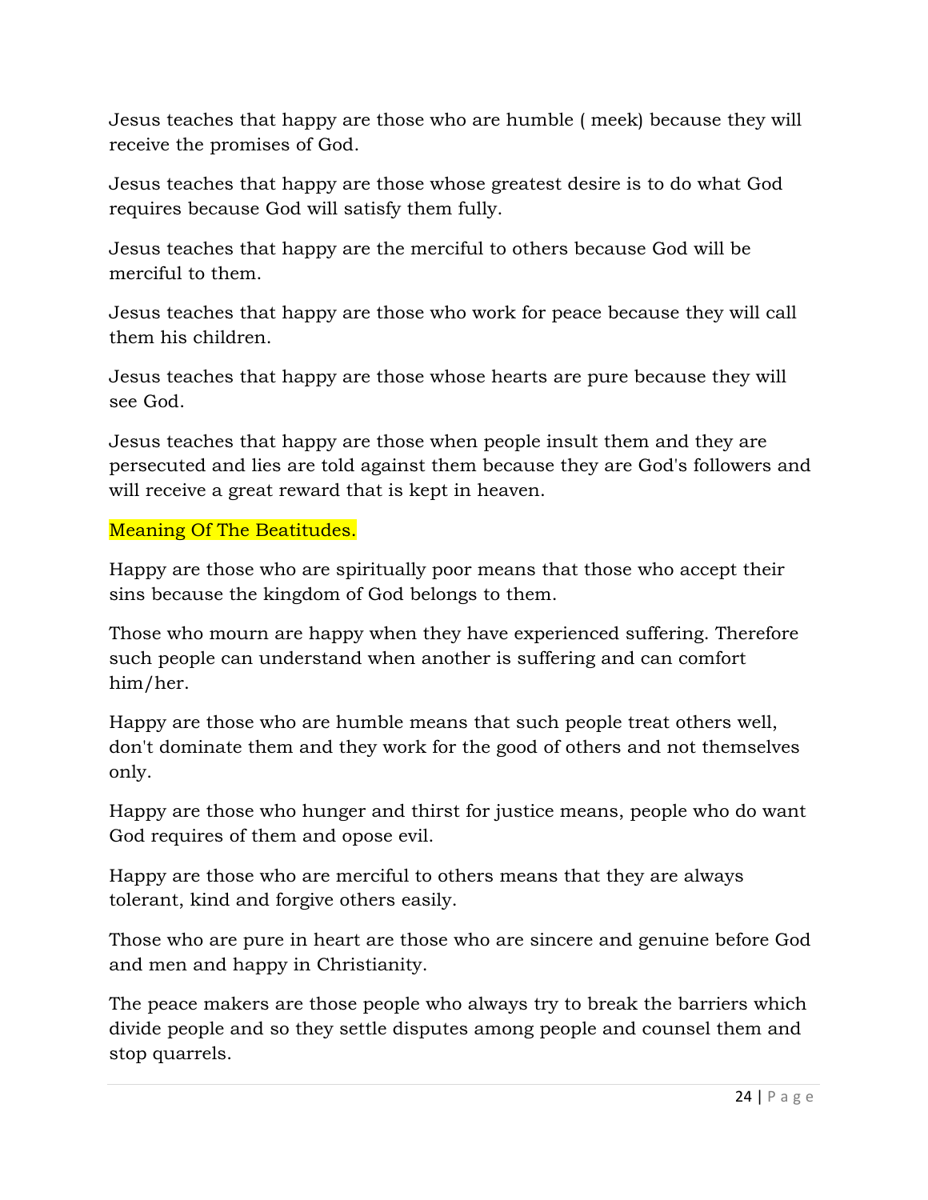Jesus teaches that happy are those who are humble ( meek) because they will receive the promises of God.

Jesus teaches that happy are those whose greatest desire is to do what God requires because God will satisfy them fully.

Jesus teaches that happy are the merciful to others because God will be merciful to them.

Jesus teaches that happy are those who work for peace because they will call them his children.

Jesus teaches that happy are those whose hearts are pure because they will see God.

Jesus teaches that happy are those when people insult them and they are persecuted and lies are told against them because they are God's followers and will receive a great reward that is kept in heaven.

## Meaning Of The Beatitudes.

Happy are those who are spiritually poor means that those who accept their sins because the kingdom of God belongs to them.

Those who mourn are happy when they have experienced suffering. Therefore such people can understand when another is suffering and can comfort him/her.

Happy are those who are humble means that such people treat others well, don't dominate them and they work for the good of others and not themselves only.

Happy are those who hunger and thirst for justice means, people who do want God requires of them and opose evil.

Happy are those who are merciful to others means that they are always tolerant, kind and forgive others easily.

Those who are pure in heart are those who are sincere and genuine before God and men and happy in Christianity.

The peace makers are those people who always try to break the barriers which divide people and so they settle disputes among people and counsel them and stop quarrels.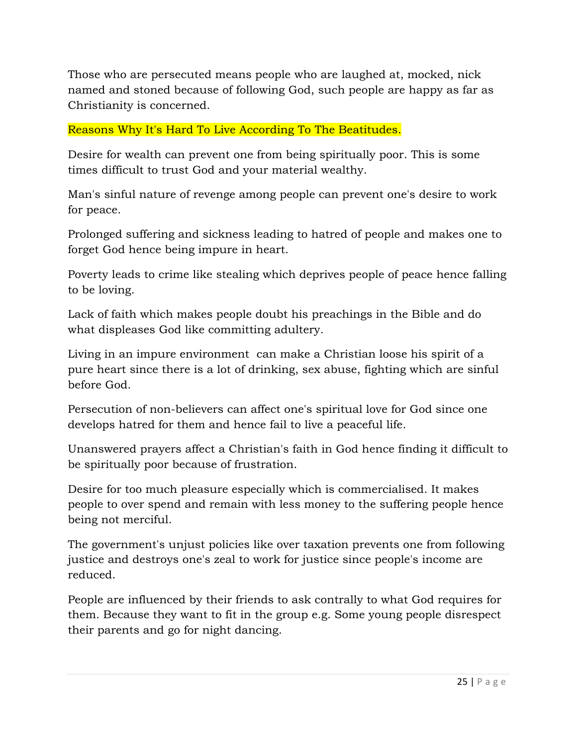Those who are persecuted means people who are laughed at, mocked, nick named and stoned because of following God, such people are happy as far as Christianity is concerned.

## Reasons Why It's Hard To Live According To The Beatitudes.

Desire for wealth can prevent one from being spiritually poor. This is some times difficult to trust God and your material wealthy.

Man's sinful nature of revenge among people can prevent one's desire to work for peace.

Prolonged suffering and sickness leading to hatred of people and makes one to forget God hence being impure in heart.

Poverty leads to crime like stealing which deprives people of peace hence falling to be loving.

Lack of faith which makes people doubt his preachings in the Bible and do what displeases God like committing adultery.

Living in an impure environment  can make a Christian loose his spirit of a pure heart since there is a lot of drinking, sex abuse, fighting which are sinful before God.

Persecution of non-believers can affect one's spiritual love for God since one develops hatred for them and hence fail to live a peaceful life.

Unanswered prayers affect a Christian's faith in God hence finding it difficult to be spiritually poor because of frustration.

Desire for too much pleasure especially which is commercialised. It makes people to over spend and remain with less money to the suffering people hence being not merciful.

The government's unjust policies like over taxation prevents one from following justice and destroys one's zeal to work for justice since people's income are reduced.

People are influenced by their friends to ask contrally to what God requires for them. Because they want to fit in the group e.g. Some young people disrespect their parents and go for night dancing.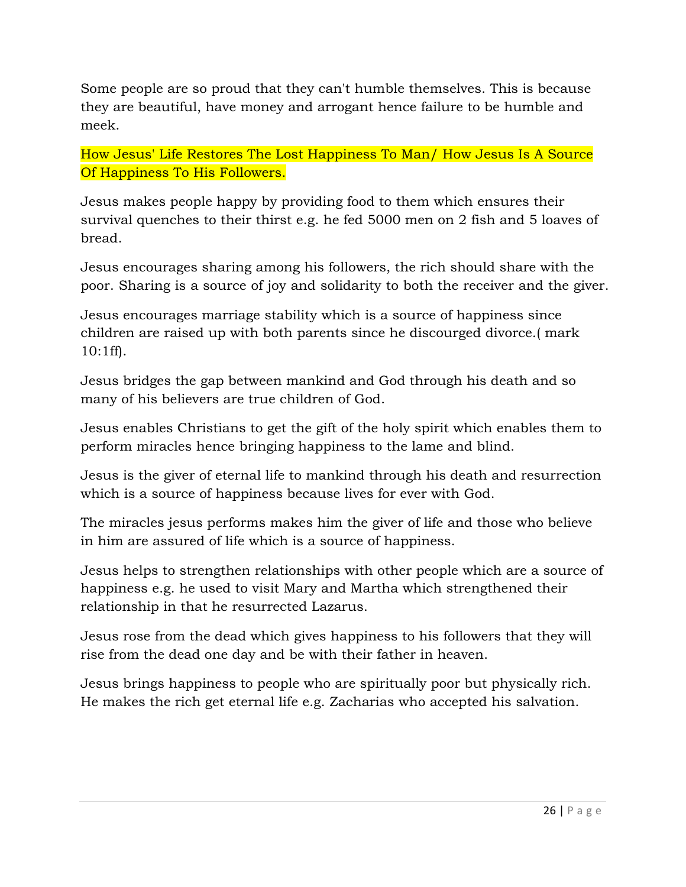Some people are so proud that they can't humble themselves. This is because they are beautiful, have money and arrogant hence failure to be humble and meek.

### How Jesus' Life Restores The Lost Happiness To Man/ How Jesus Is A Source Of Happiness To His Followers.

Jesus makes people happy by providing food to them which ensures their survival quenches to their thirst e.g. he fed 5000 men on 2 fish and 5 loaves of bread.

Jesus encourages sharing among his followers, the rich should share with the poor. Sharing is a source of joy and solidarity to both the receiver and the giver.

Jesus encourages marriage stability which is a source of happiness since children are raised up with both parents since he discourged divorce.( mark 10:1ff).

Jesus bridges the gap between mankind and God through his death and so many of his believers are true children of God.

Jesus enables Christians to get the gift of the holy spirit which enables them to perform miracles hence bringing happiness to the lame and blind.

Jesus is the giver of eternal life to mankind through his death and resurrection which is a source of happiness because lives for ever with God.

The miracles jesus performs makes him the giver of life and those who believe in him are assured of life which is a source of happiness.

Jesus helps to strengthen relationships with other people which are a source of happiness e.g. he used to visit Mary and Martha which strengthened their relationship in that he resurrected Lazarus.

Jesus rose from the dead which gives happiness to his followers that they will rise from the dead one day and be with their father in heaven.

Jesus brings happiness to people who are spiritually poor but physically rich. He makes the rich get eternal life e.g. Zacharias who accepted his salvation.